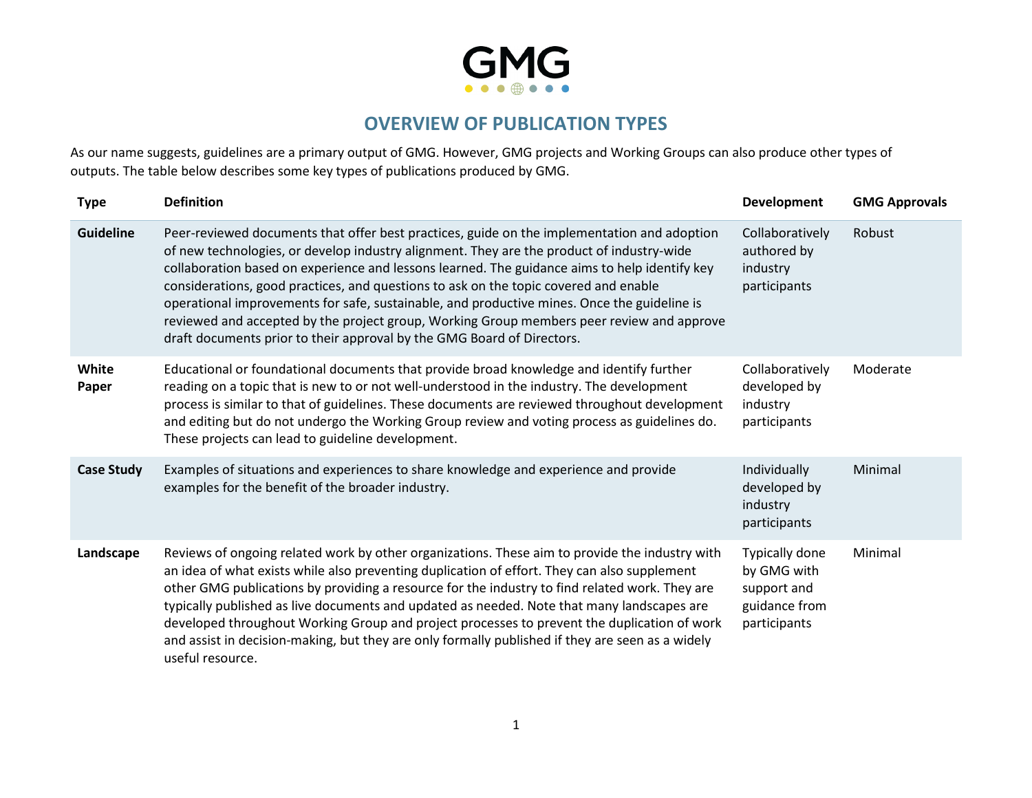# OVERVIEW OF PUBLICATION TYPES

As our name suggests, guidelines are a primary output of GMG. However, GMG projects and Working Groups can also produce other types of outputs. The table below describes some key types of publications produced by GMG.

| Type | Definition | Development | GMG Approvals |
|---|---|---|---|
| **Guideline** | Peer-reviewed documents that offer best practices, guide on the implementation and adoption of new technologies, or develop industry alignment. They are the product of industry-wide collaboration based on experience and lessons learned. The guidance aims to help identify key considerations, good practices, and questions to ask on the topic covered and enable operational improvements for safe, sustainable, and productive mines. Once the guideline is reviewed and accepted by the project group, Working Group members peer review and approve draft documents prior to their approval by the GMG Board of Directors. | Collaboratively authored by industry participants | Robust |
| **White Paper** | Educational or foundational documents that provide broad knowledge and identify further reading on a topic that is new to or not well-understood in the industry. The development process is similar to that of guidelines. These documents are reviewed throughout development and editing but do not undergo the Working Group review and voting process as guidelines do. These projects can lead to guideline development. | Collaboratively developed by industry participants | Moderate |
| **Case Study** | Examples of situations and experiences to share knowledge and experience and provide examples for the benefit of the broader industry. | Individually developed by industry participants | Minimal |
| **Landscape** | Reviews of ongoing related work by other organizations. These aim to provide the industry with an idea of what exists while also preventing duplication of effort. They can also supplement other GMG publications by providing a resource for the industry to find related work. They are typically published as live documents and updated as needed. Note that many landscapes are developed throughout Working Group and project processes to prevent the duplication of work and assist in decision-making, but they are only formally published if they are seen as a widely useful resource. | Typically done by GMG with support and guidance from participants | Minimal |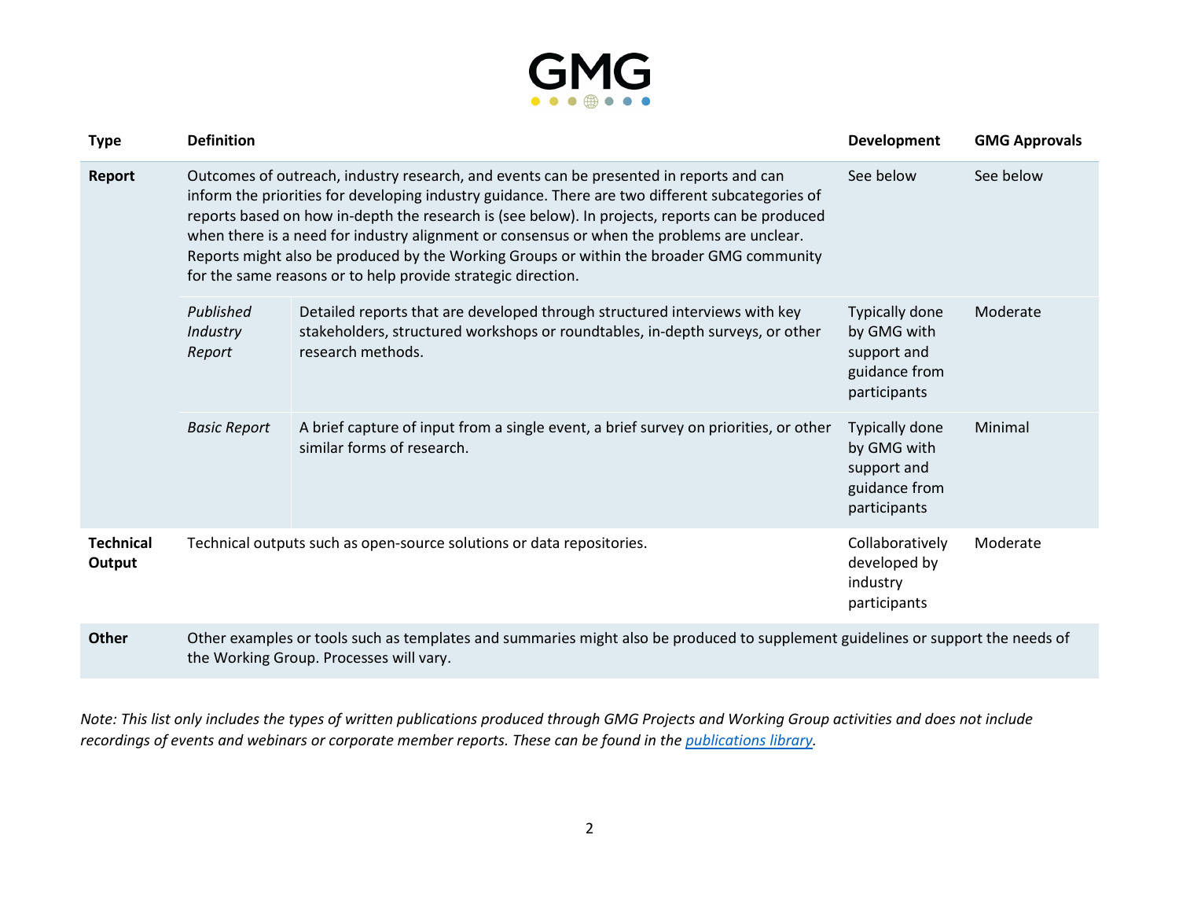| Type | Definition | | Development | GMG Approvals |
|---|---|---|---|---|
| **Report** | Outcomes of outreach, industry research, and events can be presented in reports and can inform the priorities for developing industry guidance. There are two different subcategories of reports based on how in-depth the research is (see below). In projects, reports can be produced when there is a need for industry alignment or consensus or when the problems are unclear. Reports might also be produced by the Working Groups or within the broader GMG community for the same reasons or to help provide strategic direction. | | See below | See below |
| | *Published Industry Report* | Detailed reports that are developed through structured interviews with key stakeholders, structured workshops or roundtables, in-depth surveys, or other research methods. | Typically done by GMG with support and guidance from participants | Moderate |
| | *Basic Report* | A brief capture of input from a single event, a brief survey on priorities, or other similar forms of research. | Typically done by GMG with support and guidance from participants | Minimal |
| **Technical Output** | Technical outputs such as open-source solutions or data repositories. | | Collaboratively developed by industry participants | Moderate |
| **Other** | Other examples or tools such as templates and summaries might also be produced to supplement guidelines or support the needs of the Working Group. Processes will vary. | | | |

*Note: This list only includes the types of written publications produced through GMG Projects and Working Group activities and does not include recordings of events and webinars or corporate member reports. These can be found in the publications library.*